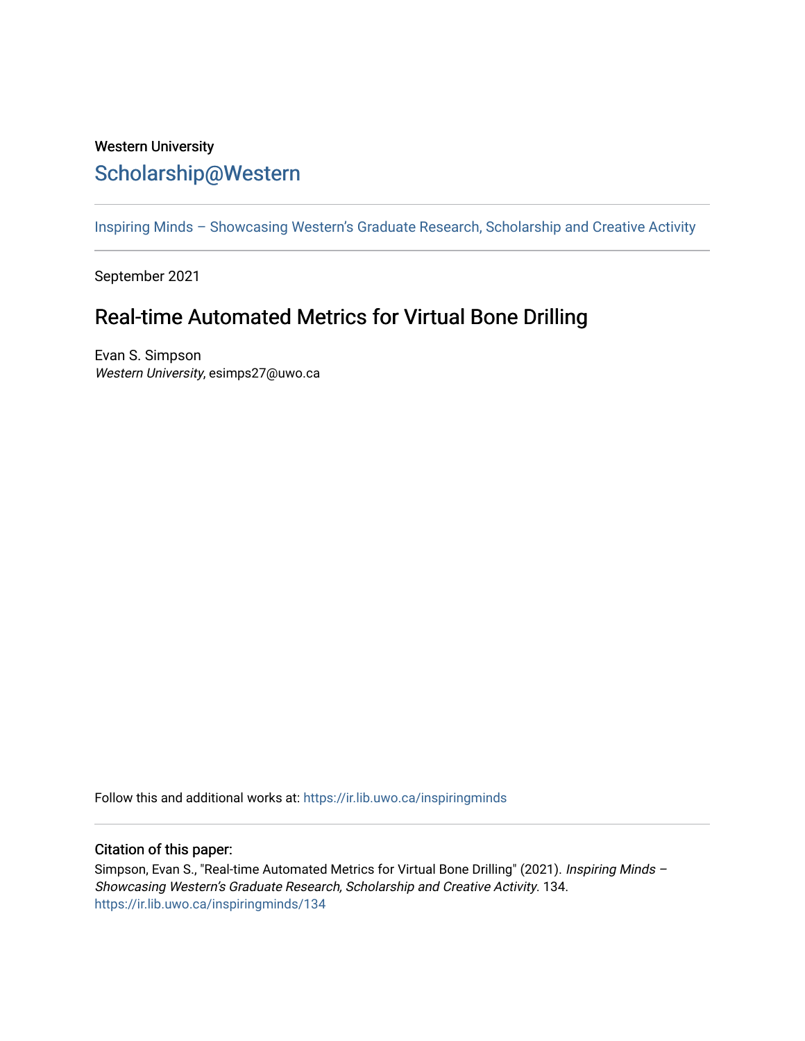Western University

# Scholarship@Western

Inspiring Minds – Showcasing Western's Graduate Research, Scholarship and Creative Activity

September 2021

## Real-time Automated Metrics for Virtual Bone Drilling

Evan S. Simpson
*Western University*, esimps27@uwo.ca

Follow this and additional works at: https://ir.lib.uwo.ca/inspiringminds

### Citation of this paper:

Simpson, Evan S., "Real-time Automated Metrics for Virtual Bone Drilling" (2021). *Inspiring Minds – Showcasing Western's Graduate Research, Scholarship and Creative Activity*. 134.
https://ir.lib.uwo.ca/inspiringminds/134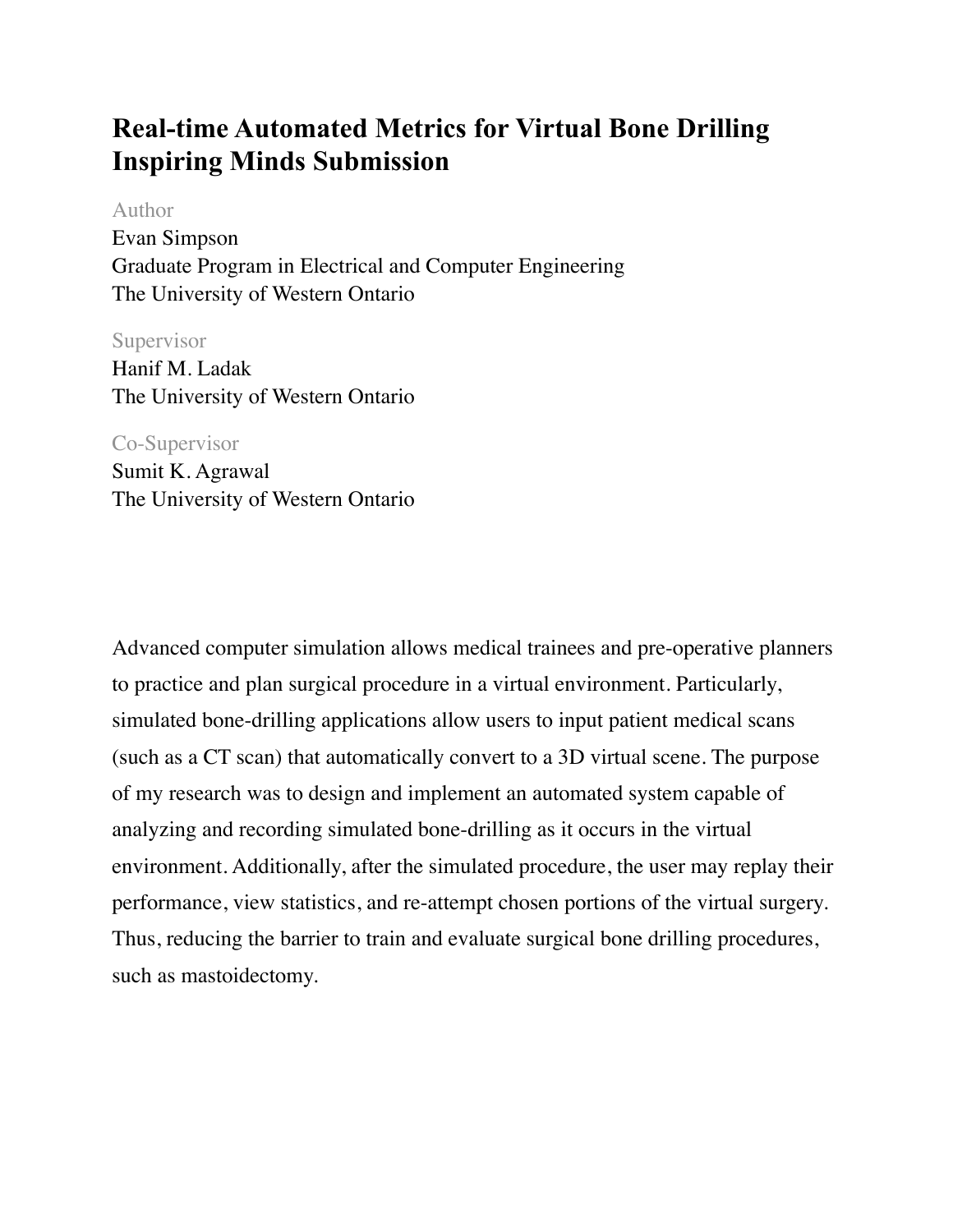# Real-time Automated Metrics for Virtual Bone Drilling Inspiring Minds Submission

Author

Evan Simpson
Graduate Program in Electrical and Computer Engineering
The University of Western Ontario

Supervisor

Hanif M. Ladak
The University of Western Ontario

Co-Supervisor

Sumit K. Agrawal
The University of Western Ontario

Advanced computer simulation allows medical trainees and pre-operative planners to practice and plan surgical procedure in a virtual environment. Particularly, simulated bone-drilling applications allow users to input patient medical scans (such as a CT scan) that automatically convert to a 3D virtual scene. The purpose of my research was to design and implement an automated system capable of analyzing and recording simulated bone-drilling as it occurs in the virtual environment. Additionally, after the simulated procedure, the user may replay their performance, view statistics, and re-attempt chosen portions of the virtual surgery. Thus, reducing the barrier to train and evaluate surgical bone drilling procedures, such as mastoidectomy.